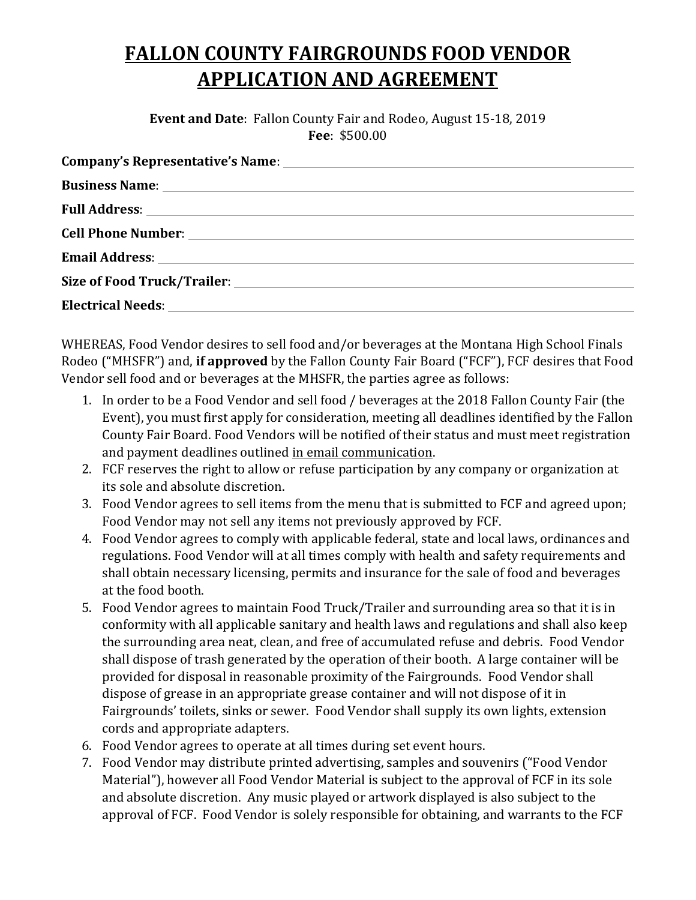# FALLON COUNTY FAIRGROUNDS FOOD VENDOR APPLICATION AND AGREEMENT

**Event and Date**: Fallon County Fair and Rodeo, August 15-18, 2019
**Fee**: $500.00

**Company's Representative's Name**: ______________________________

**Business Name**: ______________________________

**Full Address**: ______________________________

**Cell Phone Number**: ______________________________

**Email Address**: ______________________________

**Size of Food Truck/Trailer**: ______________________________

**Electrical Needs**: ______________________________

WHEREAS, Food Vendor desires to sell food and/or beverages at the Montana High School Finals Rodeo ("MHSFR") and, **if approved** by the Fallon County Fair Board ("FCF"), FCF desires that Food Vendor sell food and or beverages at the MHSFR, the parties agree as follows:

1. In order to be a Food Vendor and sell food / beverages at the 2018 Fallon County Fair (the Event), you must first apply for consideration, meeting all deadlines identified by the Fallon County Fair Board. Food Vendors will be notified of their status and must meet registration and payment deadlines outlined <u>in email communication</u>.
2. FCF reserves the right to allow or refuse participation by any company or organization at its sole and absolute discretion.
3. Food Vendor agrees to sell items from the menu that is submitted to FCF and agreed upon; Food Vendor may not sell any items not previously approved by FCF.
4. Food Vendor agrees to comply with applicable federal, state and local laws, ordinances and regulations. Food Vendor will at all times comply with health and safety requirements and shall obtain necessary licensing, permits and insurance for the sale of food and beverages at the food booth.
5. Food Vendor agrees to maintain Food Truck/Trailer and surrounding area so that it is in conformity with all applicable sanitary and health laws and regulations and shall also keep the surrounding area neat, clean, and free of accumulated refuse and debris. Food Vendor shall dispose of trash generated by the operation of their booth. A large container will be provided for disposal in reasonable proximity of the Fairgrounds. Food Vendor shall dispose of grease in an appropriate grease container and will not dispose of it in Fairgrounds' toilets, sinks or sewer. Food Vendor shall supply its own lights, extension cords and appropriate adapters.
6. Food Vendor agrees to operate at all times during set event hours.
7. Food Vendor may distribute printed advertising, samples and souvenirs ("Food Vendor Material"), however all Food Vendor Material is subject to the approval of FCF in its sole and absolute discretion. Any music played or artwork displayed is also subject to the approval of FCF. Food Vendor is solely responsible for obtaining, and warrants to the FCF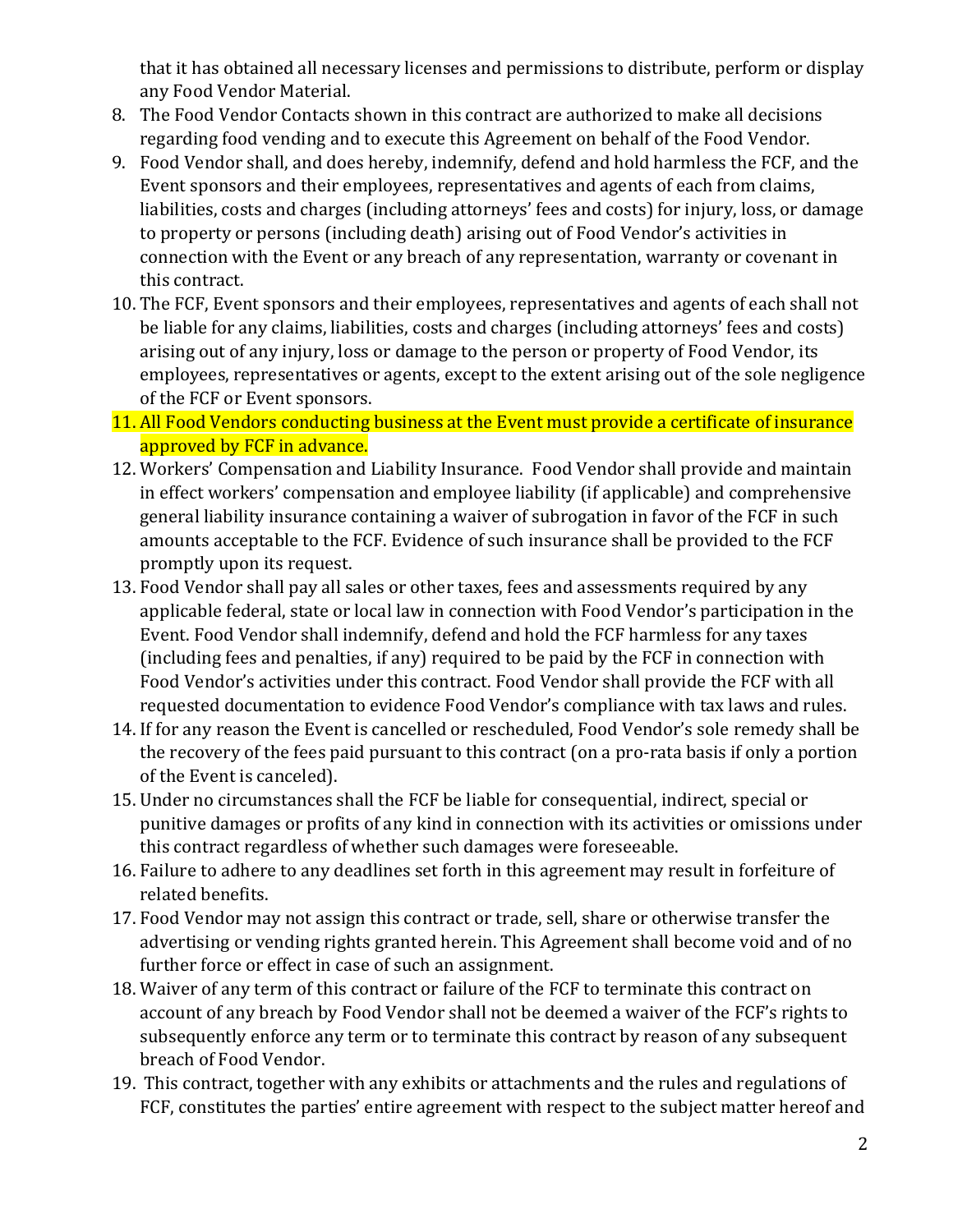that it has obtained all necessary licenses and permissions to distribute, perform or display any Food Vendor Material.

8. The Food Vendor Contacts shown in this contract are authorized to make all decisions regarding food vending and to execute this Agreement on behalf of the Food Vendor.
9. Food Vendor shall, and does hereby, indemnify, defend and hold harmless the FCF, and the Event sponsors and their employees, representatives and agents of each from claims, liabilities, costs and charges (including attorneys' fees and costs) for injury, loss, or damage to property or persons (including death) arising out of Food Vendor's activities in connection with the Event or any breach of any representation, warranty or covenant in this contract.
10. The FCF, Event sponsors and their employees, representatives and agents of each shall not be liable for any claims, liabilities, costs and charges (including attorneys' fees and costs) arising out of any injury, loss or damage to the person or property of Food Vendor, its employees, representatives or agents, except to the extent arising out of the sole negligence of the FCF or Event sponsors.
11. All Food Vendors conducting business at the Event must provide a certificate of insurance approved by FCF in advance.
12. Workers' Compensation and Liability Insurance. Food Vendor shall provide and maintain in effect workers' compensation and employee liability (if applicable) and comprehensive general liability insurance containing a waiver of subrogation in favor of the FCF in such amounts acceptable to the FCF. Evidence of such insurance shall be provided to the FCF promptly upon its request.
13. Food Vendor shall pay all sales or other taxes, fees and assessments required by any applicable federal, state or local law in connection with Food Vendor's participation in the Event. Food Vendor shall indemnify, defend and hold the FCF harmless for any taxes (including fees and penalties, if any) required to be paid by the FCF in connection with Food Vendor's activities under this contract. Food Vendor shall provide the FCF with all requested documentation to evidence Food Vendor's compliance with tax laws and rules.
14. If for any reason the Event is cancelled or rescheduled, Food Vendor's sole remedy shall be the recovery of the fees paid pursuant to this contract (on a pro-rata basis if only a portion of the Event is canceled).
15. Under no circumstances shall the FCF be liable for consequential, indirect, special or punitive damages or profits of any kind in connection with its activities or omissions under this contract regardless of whether such damages were foreseeable.
16. Failure to adhere to any deadlines set forth in this agreement may result in forfeiture of related benefits.
17. Food Vendor may not assign this contract or trade, sell, share or otherwise transfer the advertising or vending rights granted herein. This Agreement shall become void and of no further force or effect in case of such an assignment.
18. Waiver of any term of this contract or failure of the FCF to terminate this contract on account of any breach by Food Vendor shall not be deemed a waiver of the FCF's rights to subsequently enforce any term or to terminate this contract by reason of any subsequent breach of Food Vendor.
19. This contract, together with any exhibits or attachments and the rules and regulations of FCF, constitutes the parties' entire agreement with respect to the subject matter hereof and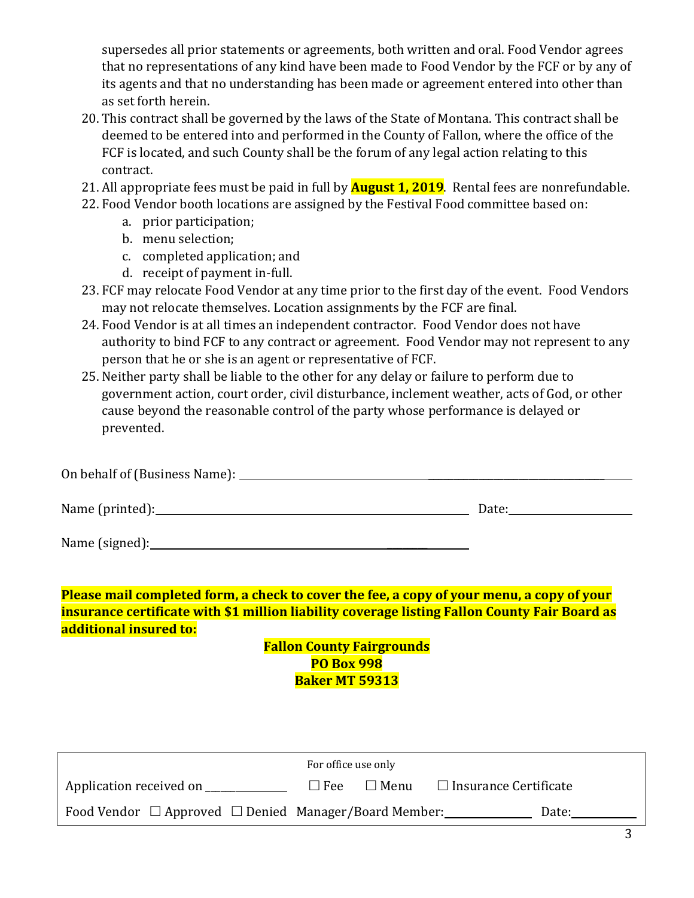supersedes all prior statements or agreements, both written and oral. Food Vendor agrees that no representations of any kind have been made to Food Vendor by the FCF or by any of its agents and that no understanding has been made or agreement entered into other than as set forth herein.

20. This contract shall be governed by the laws of the State of Montana. This contract shall be deemed to be entered into and performed in the County of Fallon, where the office of the FCF is located, and such County shall be the forum of any legal action relating to this contract.
21. All appropriate fees must be paid in full by **August 1, 2019**. Rental fees are nonrefundable.
22. Food Vendor booth locations are assigned by the Festival Food committee based on:
    a. prior participation;
    b. menu selection;
    c. completed application; and
    d. receipt of payment in-full.
23. FCF may relocate Food Vendor at any time prior to the first day of the event. Food Vendors may not relocate themselves. Location assignments by the FCF are final.
24. Food Vendor is at all times an independent contractor. Food Vendor does not have authority to bind FCF to any contract or agreement. Food Vendor may not represent to any person that he or she is an agent or representative of FCF.
25. Neither party shall be liable to the other for any delay or failure to perform due to government action, court order, civil disturbance, inclement weather, acts of God, or other cause beyond the reasonable control of the party whose performance is delayed or prevented.

On behalf of (Business Name): ______________________________

Name (printed): ______________________________ Date: ______________

Name (signed): ______________________________

**Please mail completed form, a check to cover the fee, a copy of your menu, a copy of your insurance certificate with $1 million liability coverage listing Fallon County Fair Board as additional insured to:**

**Fallon County Fairgrounds**
**PO Box 998**
**Baker MT 59313**

For office use only

Application received on ____________ ☐ Fee ☐ Menu ☐ Insurance Certificate

Food Vendor ☐ Approved ☐ Denied Manager/Board Member: ____________ Date: __________